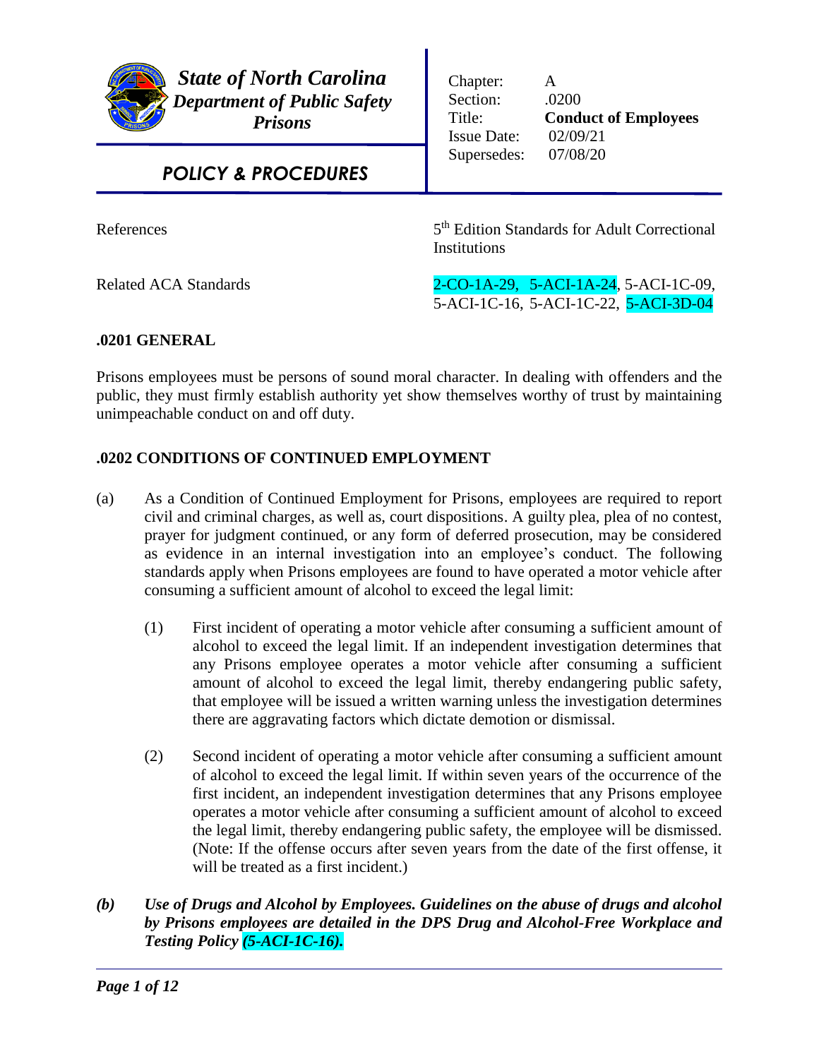**State of North Carolina**
**Department of Public Safety**
**Prisons**

**POLICY & PROCEDURES**

| | |
|---|---|
| Chapter: | A |
| Section: | .0200 |
| Title: | **Conduct of Employees** |
| Issue Date: | 02/09/21 |
| Supersedes: | 07/08/20 |

| | |
|---|---|
| References | 5th Edition Standards for Adult Correctional Institutions |
| Related ACA Standards | 2-CO-1A-29, 5-ACI-1A-24, 5-ACI-1C-09, 5-ACI-1C-16, 5-ACI-1C-22, 5-ACI-3D-04 |

## .0201 GENERAL

Prisons employees must be persons of sound moral character. In dealing with offenders and the public, they must firmly establish authority yet show themselves worthy of trust by maintaining unimpeachable conduct on and off duty.

## .0202 CONDITIONS OF CONTINUED EMPLOYMENT

(a) As a Condition of Continued Employment for Prisons, employees are required to report civil and criminal charges, as well as, court dispositions. A guilty plea, plea of no contest, prayer for judgment continued, or any form of deferred prosecution, may be considered as evidence in an internal investigation into an employee's conduct. The following standards apply when Prisons employees are found to have operated a motor vehicle after consuming a sufficient amount of alcohol to exceed the legal limit:

(1) First incident of operating a motor vehicle after consuming a sufficient amount of alcohol to exceed the legal limit. If an independent investigation determines that any Prisons employee operates a motor vehicle after consuming a sufficient amount of alcohol to exceed the legal limit, thereby endangering public safety, that employee will be issued a written warning unless the investigation determines there are aggravating factors which dictate demotion or dismissal.

(2) Second incident of operating a motor vehicle after consuming a sufficient amount of alcohol to exceed the legal limit. If within seven years of the occurrence of the first incident, an independent investigation determines that any Prisons employee operates a motor vehicle after consuming a sufficient amount of alcohol to exceed the legal limit, thereby endangering public safety, the employee will be dismissed. (Note: If the offense occurs after seven years from the date of the first offense, it will be treated as a first incident.)

***(b) Use of Drugs and Alcohol by Employees. Guidelines on the abuse of drugs and alcohol by Prisons employees are detailed in the DPS Drug and Alcohol-Free Workplace and Testing Policy (5-ACI-1C-16).***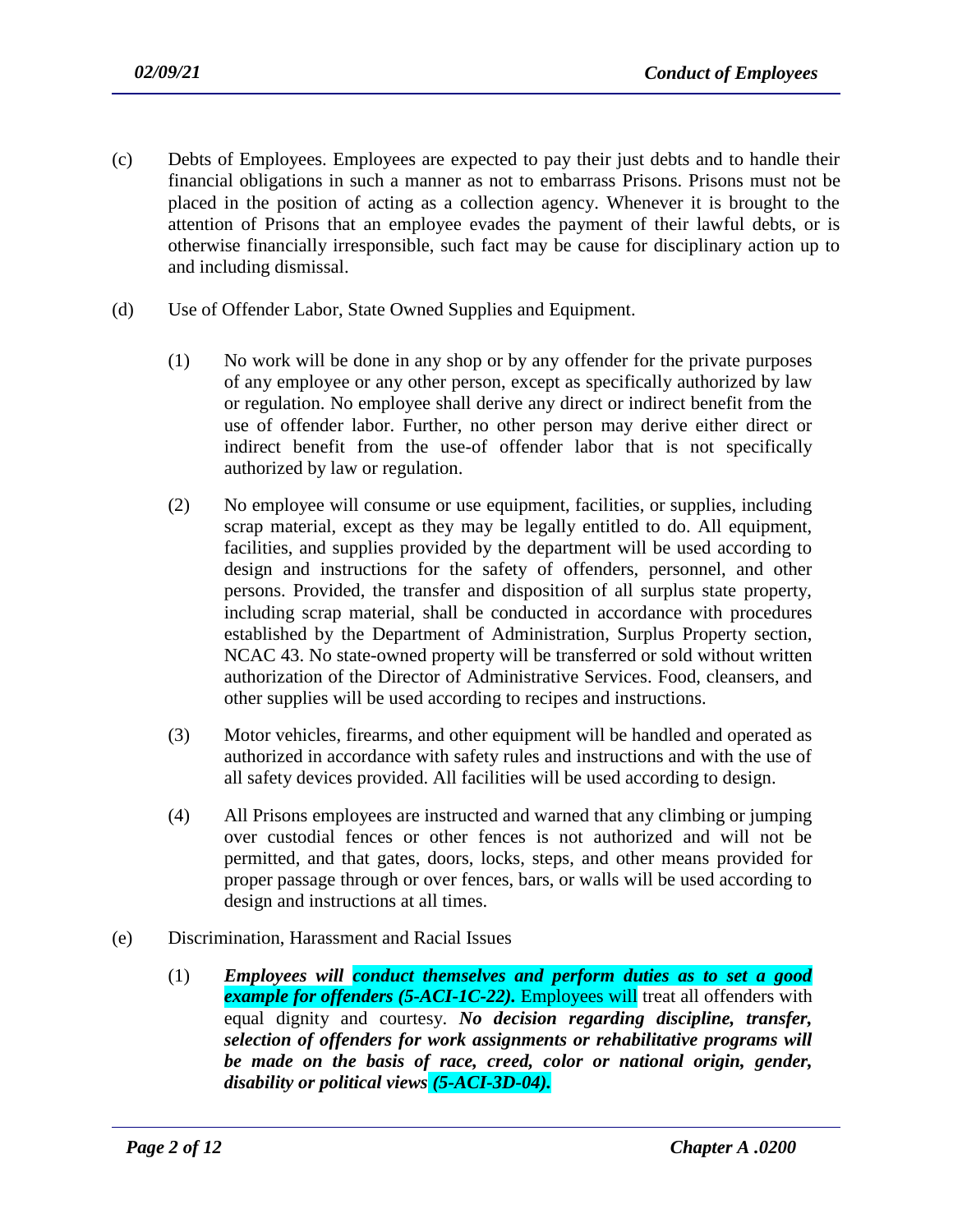(c) Debts of Employees. Employees are expected to pay their just debts and to handle their financial obligations in such a manner as not to embarrass Prisons. Prisons must not be placed in the position of acting as a collection agency. Whenever it is brought to the attention of Prisons that an employee evades the payment of their lawful debts, or is otherwise financially irresponsible, such fact may be cause for disciplinary action up to and including dismissal.

(d) Use of Offender Labor, State Owned Supplies and Equipment.

(1) No work will be done in any shop or by any offender for the private purposes of any employee or any other person, except as specifically authorized by law or regulation. No employee shall derive any direct or indirect benefit from the use of offender labor. Further, no other person may derive either direct or indirect benefit from the use-of offender labor that is not specifically authorized by law or regulation.

(2) No employee will consume or use equipment, facilities, or supplies, including scrap material, except as they may be legally entitled to do. All equipment, facilities, and supplies provided by the department will be used according to design and instructions for the safety of offenders, personnel, and other persons. Provided, the transfer and disposition of all surplus state property, including scrap material, shall be conducted in accordance with procedures established by the Department of Administration, Surplus Property section, NCAC 43. No state-owned property will be transferred or sold without written authorization of the Director of Administrative Services. Food, cleansers, and other supplies will be used according to recipes and instructions.

(3) Motor vehicles, firearms, and other equipment will be handled and operated as authorized in accordance with safety rules and instructions and with the use of all safety devices provided. All facilities will be used according to design.

(4) All Prisons employees are instructed and warned that any climbing or jumping over custodial fences or other fences is not authorized and will not be permitted, and that gates, doors, locks, steps, and other means provided for proper passage through or over fences, bars, or walls will be used according to design and instructions at all times.

(e) Discrimination, Harassment and Racial Issues

(1) ***Employees will conduct themselves and perform duties as to set a good example for offenders (5-ACI-1C-22).*** Employees will treat all offenders with equal dignity and courtesy. ***No decision regarding discipline, transfer, selection of offenders for work assignments or rehabilitative programs will be made on the basis of race, creed, color or national origin, gender, disability or political views (5-ACI-3D-04).***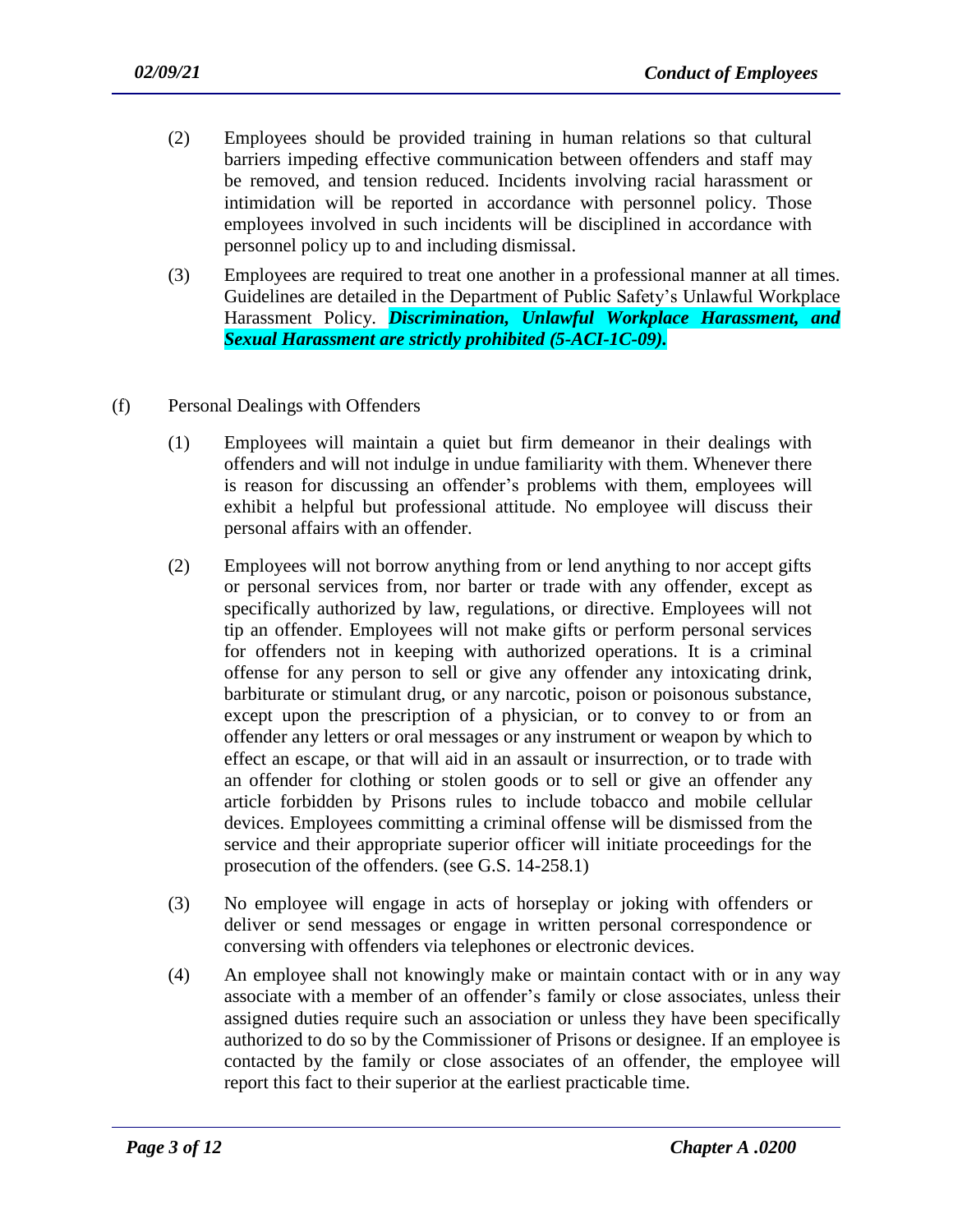(2) Employees should be provided training in human relations so that cultural barriers impeding effective communication between offenders and staff may be removed, and tension reduced. Incidents involving racial harassment or intimidation will be reported in accordance with personnel policy. Those employees involved in such incidents will be disciplined in accordance with personnel policy up to and including dismissal.

(3) Employees are required to treat one another in a professional manner at all times. Guidelines are detailed in the Department of Public Safety's Unlawful Workplace Harassment Policy. ***Discrimination, Unlawful Workplace Harassment, and Sexual Harassment are strictly prohibited (5-ACI-1C-09).***

(f) Personal Dealings with Offenders

(1) Employees will maintain a quiet but firm demeanor in their dealings with offenders and will not indulge in undue familiarity with them. Whenever there is reason for discussing an offender's problems with them, employees will exhibit a helpful but professional attitude. No employee will discuss their personal affairs with an offender.

(2) Employees will not borrow anything from or lend anything to nor accept gifts or personal services from, nor barter or trade with any offender, except as specifically authorized by law, regulations, or directive. Employees will not tip an offender. Employees will not make gifts or perform personal services for offenders not in keeping with authorized operations. It is a criminal offense for any person to sell or give any offender any intoxicating drink, barbiturate or stimulant drug, or any narcotic, poison or poisonous substance, except upon the prescription of a physician, or to convey to or from an offender any letters or oral messages or any instrument or weapon by which to effect an escape, or that will aid in an assault or insurrection, or to trade with an offender for clothing or stolen goods or to sell or give an offender any article forbidden by Prisons rules to include tobacco and mobile cellular devices. Employees committing a criminal offense will be dismissed from the service and their appropriate superior officer will initiate proceedings for the prosecution of the offenders. (see G.S. 14-258.1)

(3) No employee will engage in acts of horseplay or joking with offenders or deliver or send messages or engage in written personal correspondence or conversing with offenders via telephones or electronic devices.

(4) An employee shall not knowingly make or maintain contact with or in any way associate with a member of an offender's family or close associates, unless their assigned duties require such an association or unless they have been specifically authorized to do so by the Commissioner of Prisons or designee. If an employee is contacted by the family or close associates of an offender, the employee will report this fact to their superior at the earliest practicable time.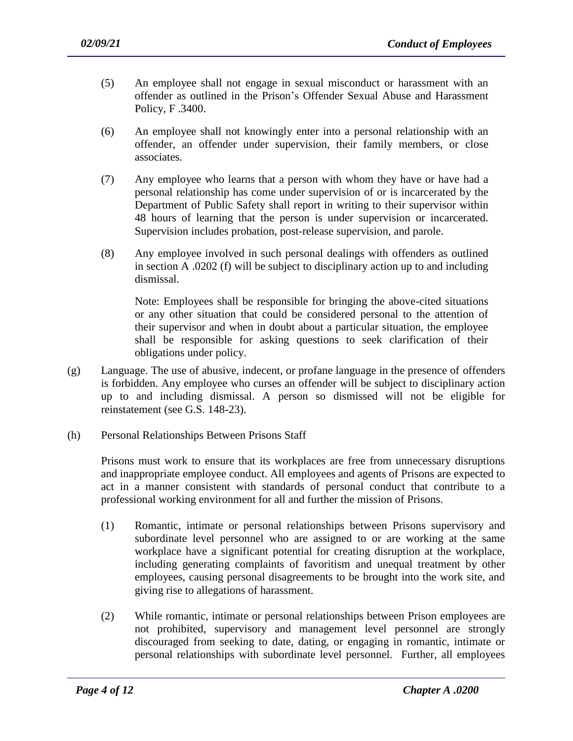(5) An employee shall not engage in sexual misconduct or harassment with an offender as outlined in the Prison's Offender Sexual Abuse and Harassment Policy, F .3400.

(6) An employee shall not knowingly enter into a personal relationship with an offender, an offender under supervision, their family members, or close associates.

(7) Any employee who learns that a person with whom they have or have had a personal relationship has come under supervision of or is incarcerated by the Department of Public Safety shall report in writing to their supervisor within 48 hours of learning that the person is under supervision or incarcerated. Supervision includes probation, post-release supervision, and parole.

(8) Any employee involved in such personal dealings with offenders as outlined in section A .0202 (f) will be subject to disciplinary action up to and including dismissal.

Note: Employees shall be responsible for bringing the above-cited situations or any other situation that could be considered personal to the attention of their supervisor and when in doubt about a particular situation, the employee shall be responsible for asking questions to seek clarification of their obligations under policy.

(g) Language. The use of abusive, indecent, or profane language in the presence of offenders is forbidden. Any employee who curses an offender will be subject to disciplinary action up to and including dismissal. A person so dismissed will not be eligible for reinstatement (see G.S. 148-23).

(h) Personal Relationships Between Prisons Staff

Prisons must work to ensure that its workplaces are free from unnecessary disruptions and inappropriate employee conduct. All employees and agents of Prisons are expected to act in a manner consistent with standards of personal conduct that contribute to a professional working environment for all and further the mission of Prisons.

(1) Romantic, intimate or personal relationships between Prisons supervisory and subordinate level personnel who are assigned to or are working at the same workplace have a significant potential for creating disruption at the workplace, including generating complaints of favoritism and unequal treatment by other employees, causing personal disagreements to be brought into the work site, and giving rise to allegations of harassment.

(2) While romantic, intimate or personal relationships between Prison employees are not prohibited, supervisory and management level personnel are strongly discouraged from seeking to date, dating, or engaging in romantic, intimate or personal relationships with subordinate level personnel. Further, all employees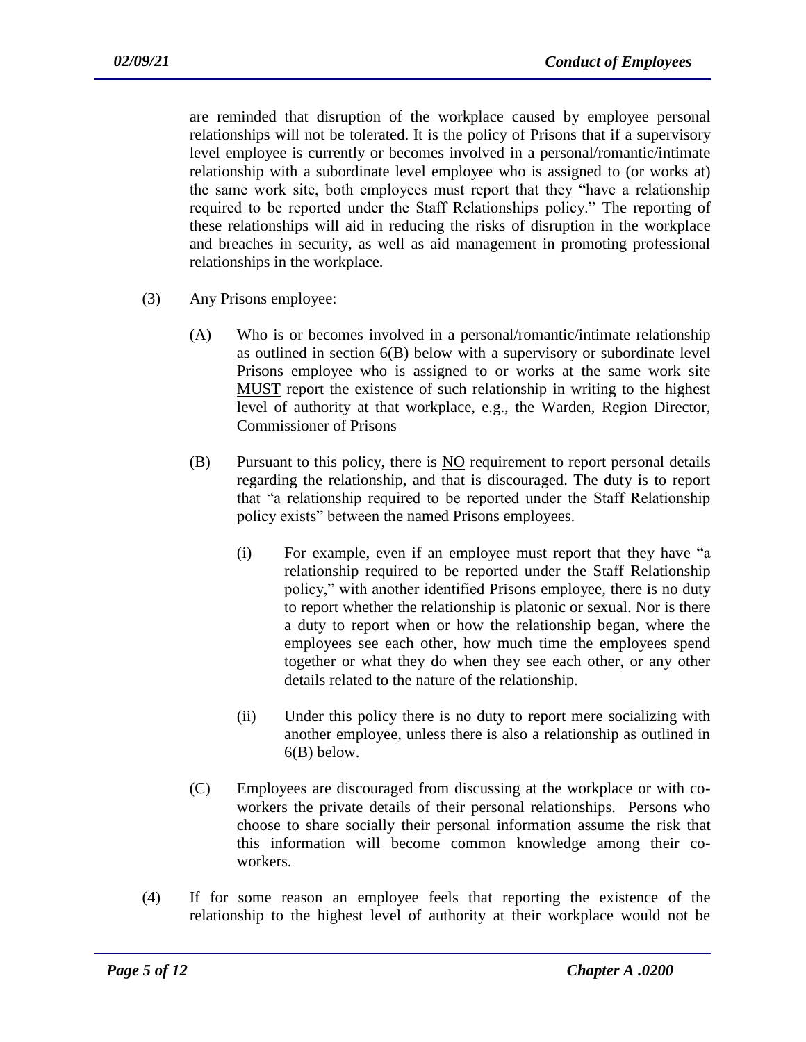are reminded that disruption of the workplace caused by employee personal relationships will not be tolerated. It is the policy of Prisons that if a supervisory level employee is currently or becomes involved in a personal/romantic/intimate relationship with a subordinate level employee who is assigned to (or works at) the same work site, both employees must report that they "have a relationship required to be reported under the Staff Relationships policy." The reporting of these relationships will aid in reducing the risks of disruption in the workplace and breaches in security, as well as aid management in promoting professional relationships in the workplace.

(3) Any Prisons employee:

(A) Who is <u>or becomes</u> involved in a personal/romantic/intimate relationship as outlined in section 6(B) below with a supervisory or subordinate level Prisons employee who is assigned to or works at the same work site <u>MUST</u> report the existence of such relationship in writing to the highest level of authority at that workplace, e.g., the Warden, Region Director, Commissioner of Prisons

(B) Pursuant to this policy, there is <u>NO</u> requirement to report personal details regarding the relationship, and that is discouraged. The duty is to report that "a relationship required to be reported under the Staff Relationship policy exists" between the named Prisons employees.

(i) For example, even if an employee must report that they have "a relationship required to be reported under the Staff Relationship policy," with another identified Prisons employee, there is no duty to report whether the relationship is platonic or sexual. Nor is there a duty to report when or how the relationship began, where the employees see each other, how much time the employees spend together or what they do when they see each other, or any other details related to the nature of the relationship.

(ii) Under this policy there is no duty to report mere socializing with another employee, unless there is also a relationship as outlined in 6(B) below.

(C) Employees are discouraged from discussing at the workplace or with co-workers the private details of their personal relationships. Persons who choose to share socially their personal information assume the risk that this information will become common knowledge among their co-workers.

(4) If for some reason an employee feels that reporting the existence of the relationship to the highest level of authority at their workplace would not be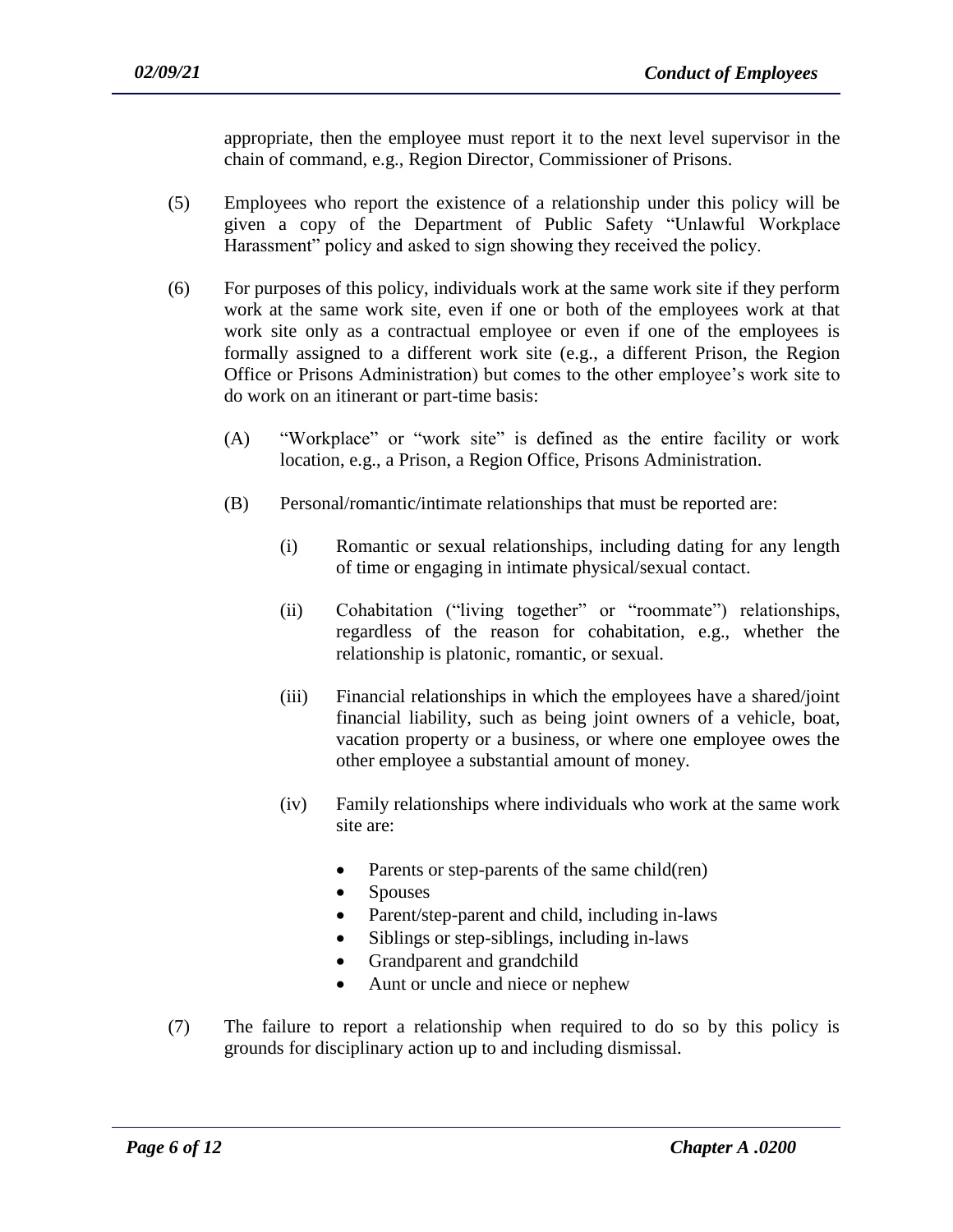appropriate, then the employee must report it to the next level supervisor in the chain of command, e.g., Region Director, Commissioner of Prisons.

(5) Employees who report the existence of a relationship under this policy will be given a copy of the Department of Public Safety "Unlawful Workplace Harassment" policy and asked to sign showing they received the policy.

(6) For purposes of this policy, individuals work at the same work site if they perform work at the same work site, even if one or both of the employees work at that work site only as a contractual employee or even if one of the employees is formally assigned to a different work site (e.g., a different Prison, the Region Office or Prisons Administration) but comes to the other employee's work site to do work on an itinerant or part-time basis:

   (A) "Workplace" or "work site" is defined as the entire facility or work location, e.g., a Prison, a Region Office, Prisons Administration.

   (B) Personal/romantic/intimate relationships that must be reported are:

      (i) Romantic or sexual relationships, including dating for any length of time or engaging in intimate physical/sexual contact.

      (ii) Cohabitation ("living together" or "roommate") relationships, regardless of the reason for cohabitation, e.g., whether the relationship is platonic, romantic, or sexual.

      (iii) Financial relationships in which the employees have a shared/joint financial liability, such as being joint owners of a vehicle, boat, vacation property or a business, or where one employee owes the other employee a substantial amount of money.

      (iv) Family relationships where individuals who work at the same work site are:

      - Parents or step-parents of the same child(ren)
      - Spouses
      - Parent/step-parent and child, including in-laws
      - Siblings or step-siblings, including in-laws
      - Grandparent and grandchild
      - Aunt or uncle and niece or nephew

(7) The failure to report a relationship when required to do so by this policy is grounds for disciplinary action up to and including dismissal.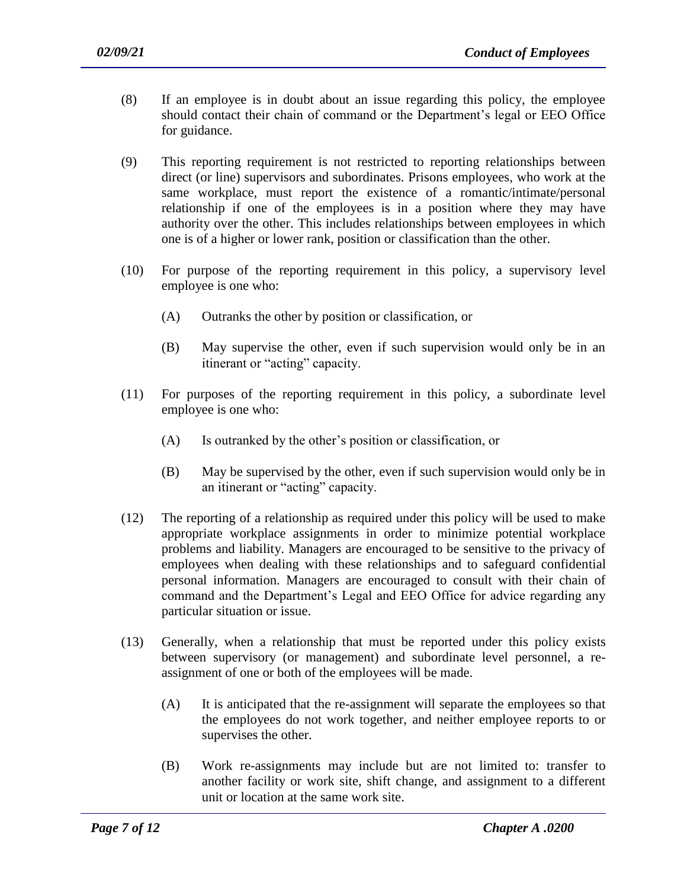(8) If an employee is in doubt about an issue regarding this policy, the employee should contact their chain of command or the Department's legal or EEO Office for guidance.

(9) This reporting requirement is not restricted to reporting relationships between direct (or line) supervisors and subordinates. Prisons employees, who work at the same workplace, must report the existence of a romantic/intimate/personal relationship if one of the employees is in a position where they may have authority over the other. This includes relationships between employees in which one is of a higher or lower rank, position or classification than the other.

(10) For purpose of the reporting requirement in this policy, a supervisory level employee is one who:

   (A) Outranks the other by position or classification, or

   (B) May supervise the other, even if such supervision would only be in an itinerant or "acting" capacity.

(11) For purposes of the reporting requirement in this policy, a subordinate level employee is one who:

   (A) Is outranked by the other's position or classification, or

   (B) May be supervised by the other, even if such supervision would only be in an itinerant or "acting" capacity.

(12) The reporting of a relationship as required under this policy will be used to make appropriate workplace assignments in order to minimize potential workplace problems and liability. Managers are encouraged to be sensitive to the privacy of employees when dealing with these relationships and to safeguard confidential personal information. Managers are encouraged to consult with their chain of command and the Department's Legal and EEO Office for advice regarding any particular situation or issue.

(13) Generally, when a relationship that must be reported under this policy exists between supervisory (or management) and subordinate level personnel, a re-assignment of one or both of the employees will be made.

   (A) It is anticipated that the re-assignment will separate the employees so that the employees do not work together, and neither employee reports to or supervises the other.

   (B) Work re-assignments may include but are not limited to: transfer to another facility or work site, shift change, and assignment to a different unit or location at the same work site.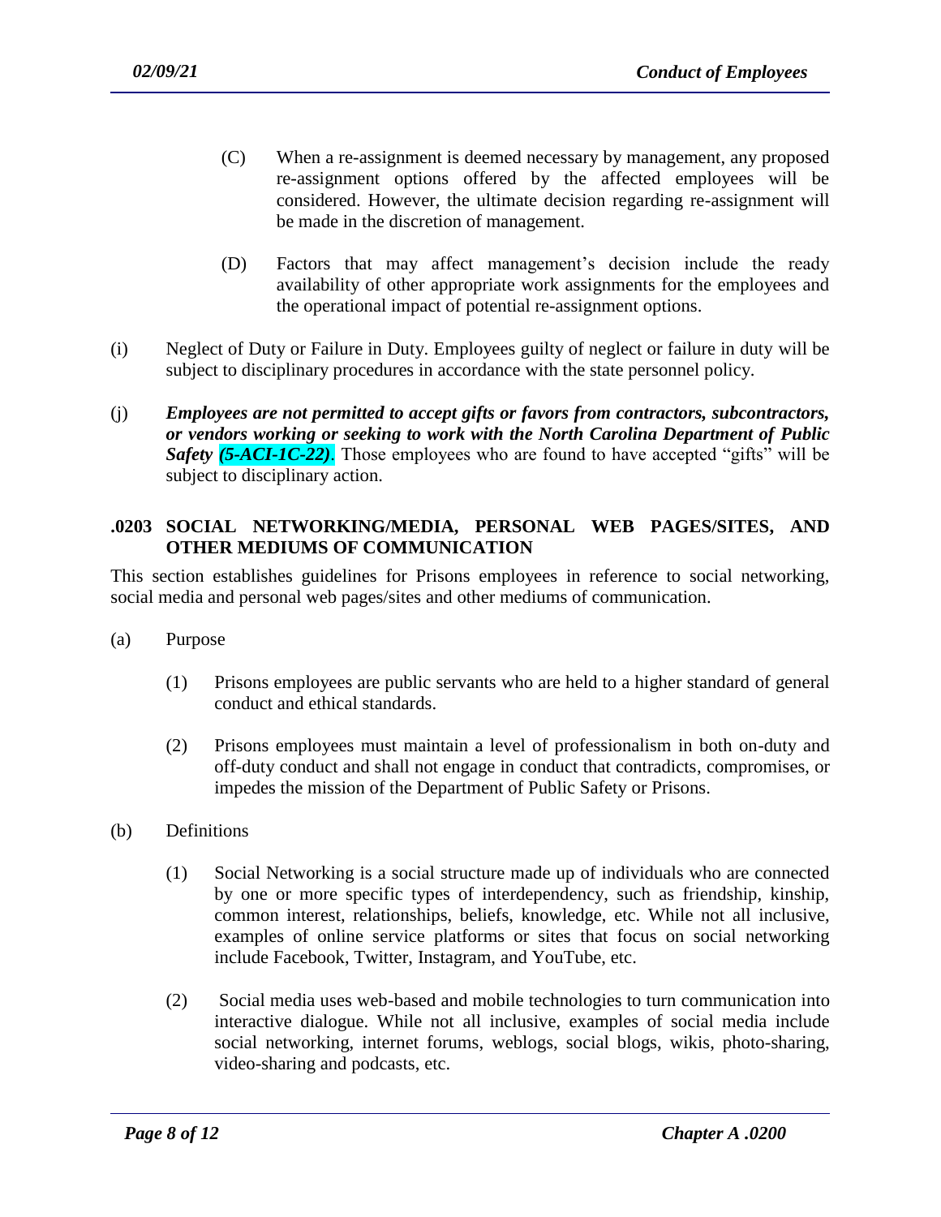(C) When a re-assignment is deemed necessary by management, any proposed re-assignment options offered by the affected employees will be considered. However, the ultimate decision regarding re-assignment will be made in the discretion of management.

(D) Factors that may affect management's decision include the ready availability of other appropriate work assignments for the employees and the operational impact of potential re-assignment options.

(i) Neglect of Duty or Failure in Duty. Employees guilty of neglect or failure in duty will be subject to disciplinary procedures in accordance with the state personnel policy.

(j) ***Employees are not permitted to accept gifts or favors from contractors, subcontractors, or vendors working or seeking to work with the North Carolina Department of Public Safety (5-ACI-1C-22).*** Those employees who are found to have accepted "gifts" will be subject to disciplinary action.

## .0203 SOCIAL NETWORKING/MEDIA, PERSONAL WEB PAGES/SITES, AND OTHER MEDIUMS OF COMMUNICATION

This section establishes guidelines for Prisons employees in reference to social networking, social media and personal web pages/sites and other mediums of communication.

(a) Purpose

(1) Prisons employees are public servants who are held to a higher standard of general conduct and ethical standards.

(2) Prisons employees must maintain a level of professionalism in both on-duty and off-duty conduct and shall not engage in conduct that contradicts, compromises, or impedes the mission of the Department of Public Safety or Prisons.

(b) Definitions

(1) Social Networking is a social structure made up of individuals who are connected by one or more specific types of interdependency, such as friendship, kinship, common interest, relationships, beliefs, knowledge, etc. While not all inclusive, examples of online service platforms or sites that focus on social networking include Facebook, Twitter, Instagram, and YouTube, etc.

(2) Social media uses web-based and mobile technologies to turn communication into interactive dialogue. While not all inclusive, examples of social media include social networking, internet forums, weblogs, social blogs, wikis, photo-sharing, video-sharing and podcasts, etc.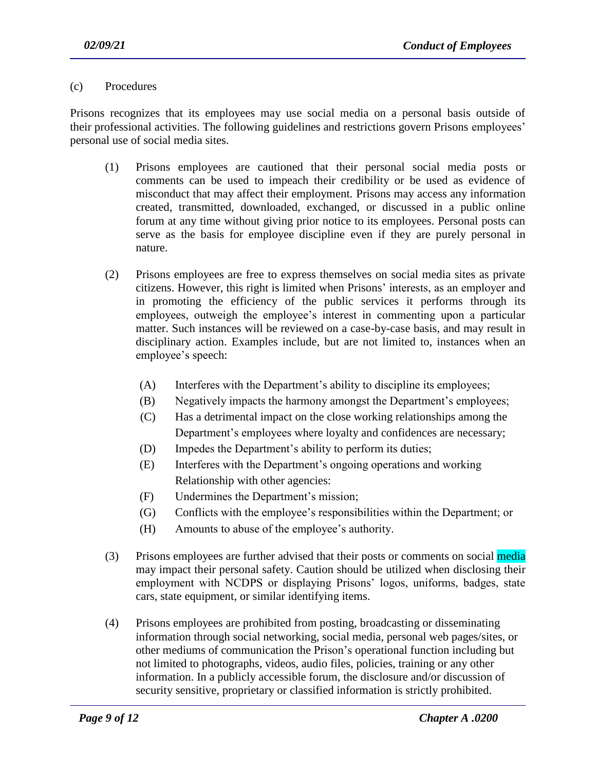(c) Procedures

Prisons recognizes that its employees may use social media on a personal basis outside of their professional activities. The following guidelines and restrictions govern Prisons employees' personal use of social media sites.

(1) Prisons employees are cautioned that their personal social media posts or comments can be used to impeach their credibility or be used as evidence of misconduct that may affect their employment. Prisons may access any information created, transmitted, downloaded, exchanged, or discussed in a public online forum at any time without giving prior notice to its employees. Personal posts can serve as the basis for employee discipline even if they are purely personal in nature.

(2) Prisons employees are free to express themselves on social media sites as private citizens. However, this right is limited when Prisons' interests, as an employer and in promoting the efficiency of the public services it performs through its employees, outweigh the employee's interest in commenting upon a particular matter. Such instances will be reviewed on a case-by-case basis, and may result in disciplinary action. Examples include, but are not limited to, instances when an employee's speech:

(A) Interferes with the Department's ability to discipline its employees;

(B) Negatively impacts the harmony amongst the Department's employees;

(C) Has a detrimental impact on the close working relationships among the Department's employees where loyalty and confidences are necessary;

(D) Impedes the Department's ability to perform its duties;

(E) Interferes with the Department's ongoing operations and working Relationship with other agencies:

(F) Undermines the Department's mission;

(G) Conflicts with the employee's responsibilities within the Department; or

(H) Amounts to abuse of the employee's authority.

(3) Prisons employees are further advised that their posts or comments on social media may impact their personal safety. Caution should be utilized when disclosing their employment with NCDPS or displaying Prisons' logos, uniforms, badges, state cars, state equipment, or similar identifying items.

(4) Prisons employees are prohibited from posting, broadcasting or disseminating information through social networking, social media, personal web pages/sites, or other mediums of communication the Prison's operational function including but not limited to photographs, videos, audio files, policies, training or any other information. In a publicly accessible forum, the disclosure and/or discussion of security sensitive, proprietary or classified information is strictly prohibited.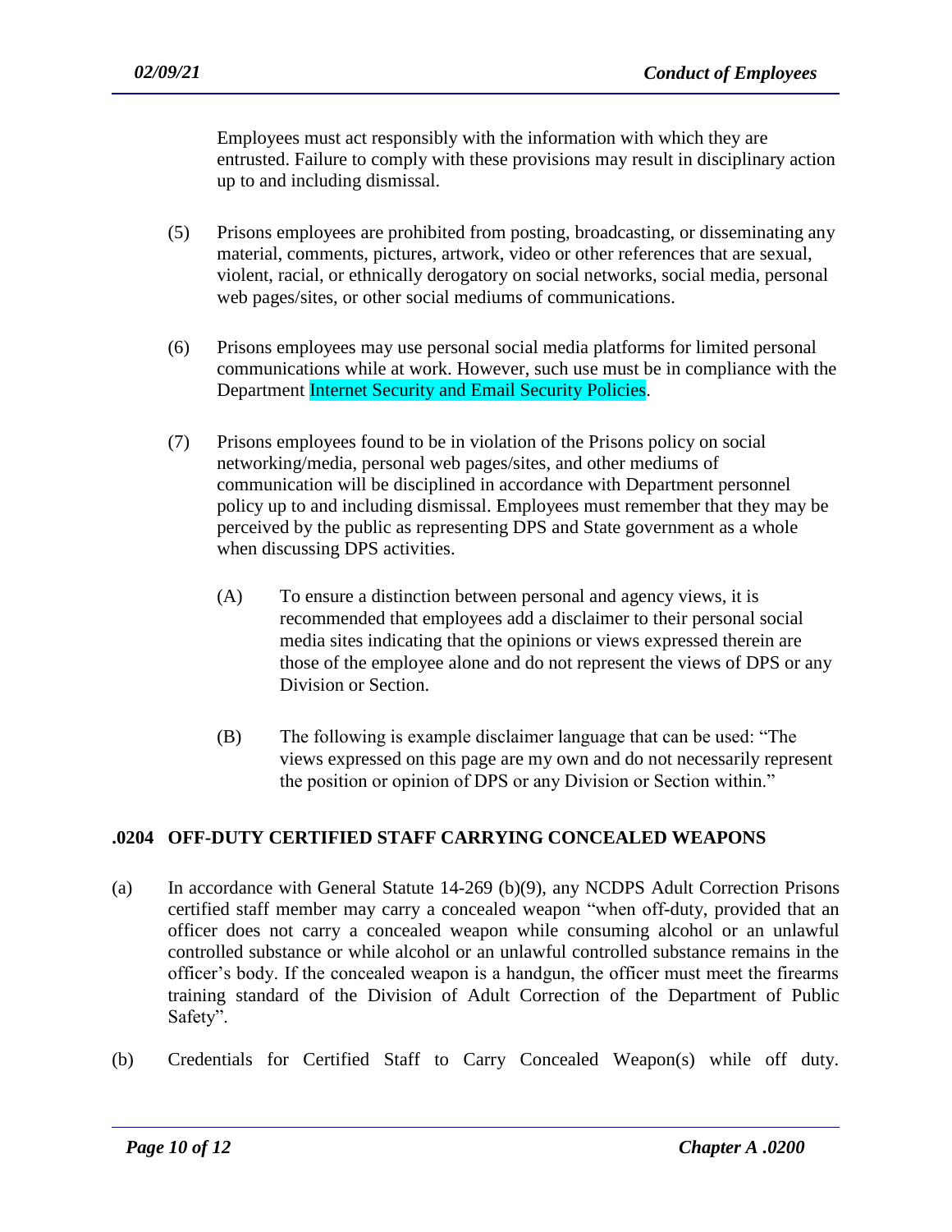Employees must act responsibly with the information with which they are entrusted. Failure to comply with these provisions may result in disciplinary action up to and including dismissal.

(5) Prisons employees are prohibited from posting, broadcasting, or disseminating any material, comments, pictures, artwork, video or other references that are sexual, violent, racial, or ethnically derogatory on social networks, social media, personal web pages/sites, or other social mediums of communications.

(6) Prisons employees may use personal social media platforms for limited personal communications while at work. However, such use must be in compliance with the Department Internet Security and Email Security Policies.

(7) Prisons employees found to be in violation of the Prisons policy on social networking/media, personal web pages/sites, and other mediums of communication will be disciplined in accordance with Department personnel policy up to and including dismissal. Employees must remember that they may be perceived by the public as representing DPS and State government as a whole when discussing DPS activities.

(A) To ensure a distinction between personal and agency views, it is recommended that employees add a disclaimer to their personal social media sites indicating that the opinions or views expressed therein are those of the employee alone and do not represent the views of DPS or any Division or Section.

(B) The following is example disclaimer language that can be used: "The views expressed on this page are my own and do not necessarily represent the position or opinion of DPS or any Division or Section within."

## .0204 OFF-DUTY CERTIFIED STAFF CARRYING CONCEALED WEAPONS

(a) In accordance with General Statute 14-269 (b)(9), any NCDPS Adult Correction Prisons certified staff member may carry a concealed weapon "when off-duty, provided that an officer does not carry a concealed weapon while consuming alcohol or an unlawful controlled substance or while alcohol or an unlawful controlled substance remains in the officer's body. If the concealed weapon is a handgun, the officer must meet the firearms training standard of the Division of Adult Correction of the Department of Public Safety".

(b) Credentials for Certified Staff to Carry Concealed Weapon(s) while off duty.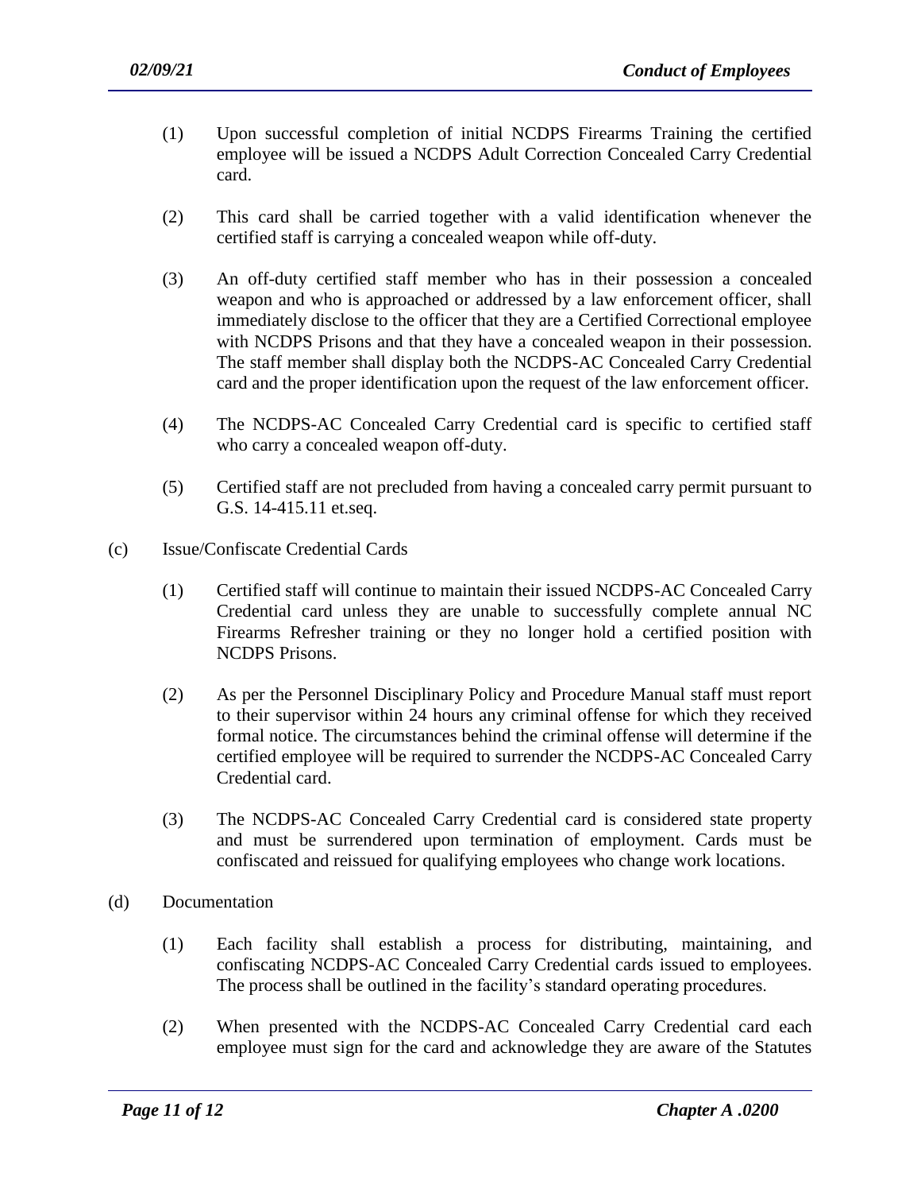(1) Upon successful completion of initial NCDPS Firearms Training the certified employee will be issued a NCDPS Adult Correction Concealed Carry Credential card.

(2) This card shall be carried together with a valid identification whenever the certified staff is carrying a concealed weapon while off-duty.

(3) An off-duty certified staff member who has in their possession a concealed weapon and who is approached or addressed by a law enforcement officer, shall immediately disclose to the officer that they are a Certified Correctional employee with NCDPS Prisons and that they have a concealed weapon in their possession. The staff member shall display both the NCDPS-AC Concealed Carry Credential card and the proper identification upon the request of the law enforcement officer.

(4) The NCDPS-AC Concealed Carry Credential card is specific to certified staff who carry a concealed weapon off-duty.

(5) Certified staff are not precluded from having a concealed carry permit pursuant to G.S. 14-415.11 et.seq.

(c) Issue/Confiscate Credential Cards

(1) Certified staff will continue to maintain their issued NCDPS-AC Concealed Carry Credential card unless they are unable to successfully complete annual NC Firearms Refresher training or they no longer hold a certified position with NCDPS Prisons.

(2) As per the Personnel Disciplinary Policy and Procedure Manual staff must report to their supervisor within 24 hours any criminal offense for which they received formal notice. The circumstances behind the criminal offense will determine if the certified employee will be required to surrender the NCDPS-AC Concealed Carry Credential card.

(3) The NCDPS-AC Concealed Carry Credential card is considered state property and must be surrendered upon termination of employment. Cards must be confiscated and reissued for qualifying employees who change work locations.

(d) Documentation

(1) Each facility shall establish a process for distributing, maintaining, and confiscating NCDPS-AC Concealed Carry Credential cards issued to employees. The process shall be outlined in the facility's standard operating procedures.

(2) When presented with the NCDPS-AC Concealed Carry Credential card each employee must sign for the card and acknowledge they are aware of the Statutes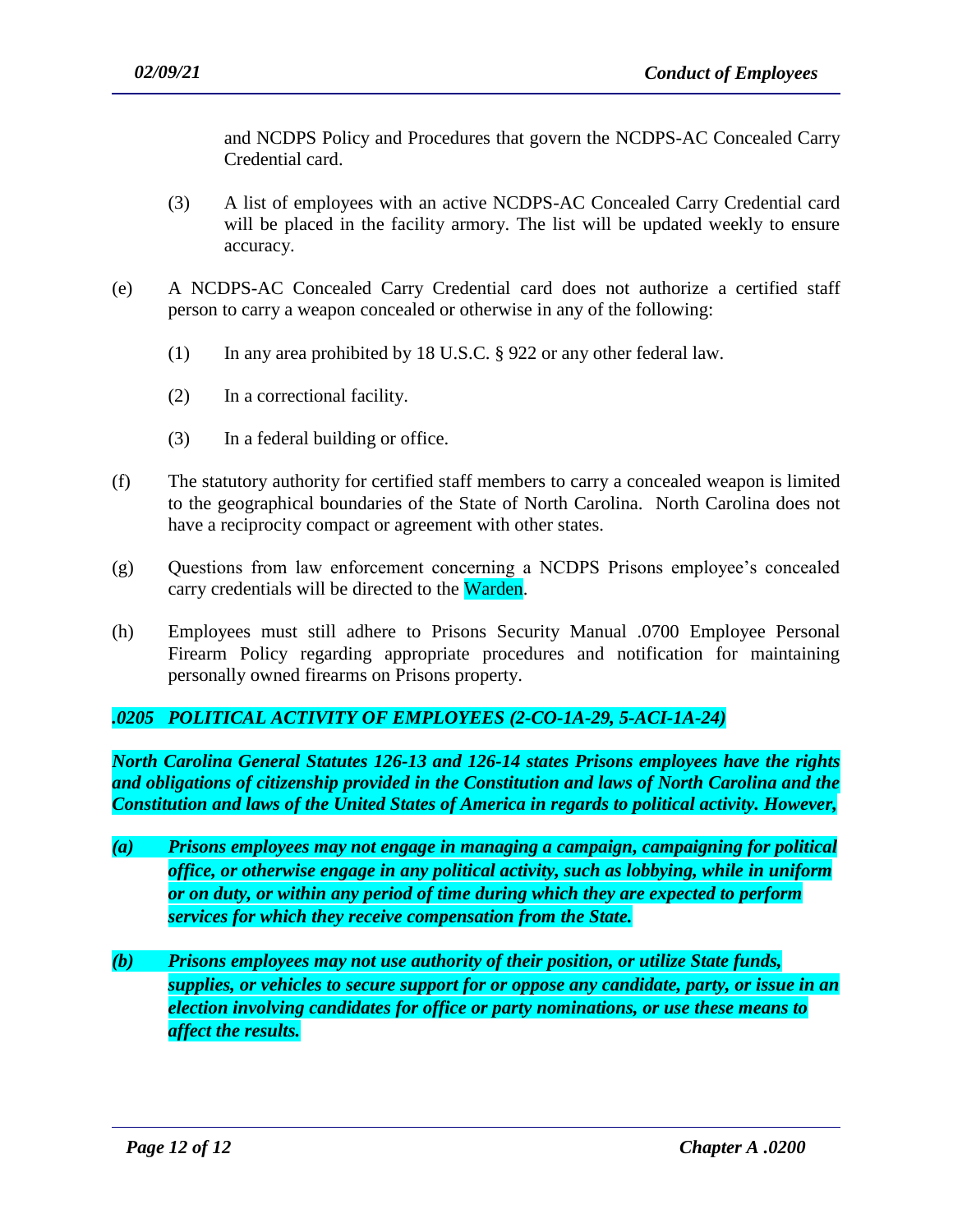and NCDPS Policy and Procedures that govern the NCDPS-AC Concealed Carry Credential card.

(3) A list of employees with an active NCDPS-AC Concealed Carry Credential card will be placed in the facility armory. The list will be updated weekly to ensure accuracy.

(e) A NCDPS-AC Concealed Carry Credential card does not authorize a certified staff person to carry a weapon concealed or otherwise in any of the following:

(1) In any area prohibited by 18 U.S.C. § 922 or any other federal law.

(2) In a correctional facility.

(3) In a federal building or office.

(f) The statutory authority for certified staff members to carry a concealed weapon is limited to the geographical boundaries of the State of North Carolina. North Carolina does not have a reciprocity compact or agreement with other states.

(g) Questions from law enforcement concerning a NCDPS Prisons employee's concealed carry credentials will be directed to the Warden.

(h) Employees must still adhere to Prisons Security Manual .0700 Employee Personal Firearm Policy regarding appropriate procedures and notification for maintaining personally owned firearms on Prisons property.

### *.0205 POLITICAL ACTIVITY OF EMPLOYEES (2-CO-1A-29, 5-ACI-1A-24)*

***North Carolina General Statutes 126-13 and 126-14 states Prisons employees have the rights and obligations of citizenship provided in the Constitution and laws of North Carolina and the Constitution and laws of the United States of America in regards to political activity. However,***

***(a) Prisons employees may not engage in managing a campaign, campaigning for political office, or otherwise engage in any political activity, such as lobbying, while in uniform or on duty, or within any period of time during which they are expected to perform services for which they receive compensation from the State.***

***(b) Prisons employees may not use authority of their position, or utilize State funds, supplies, or vehicles to secure support for or oppose any candidate, party, or issue in an election involving candidates for office or party nominations, or use these means to affect the results.***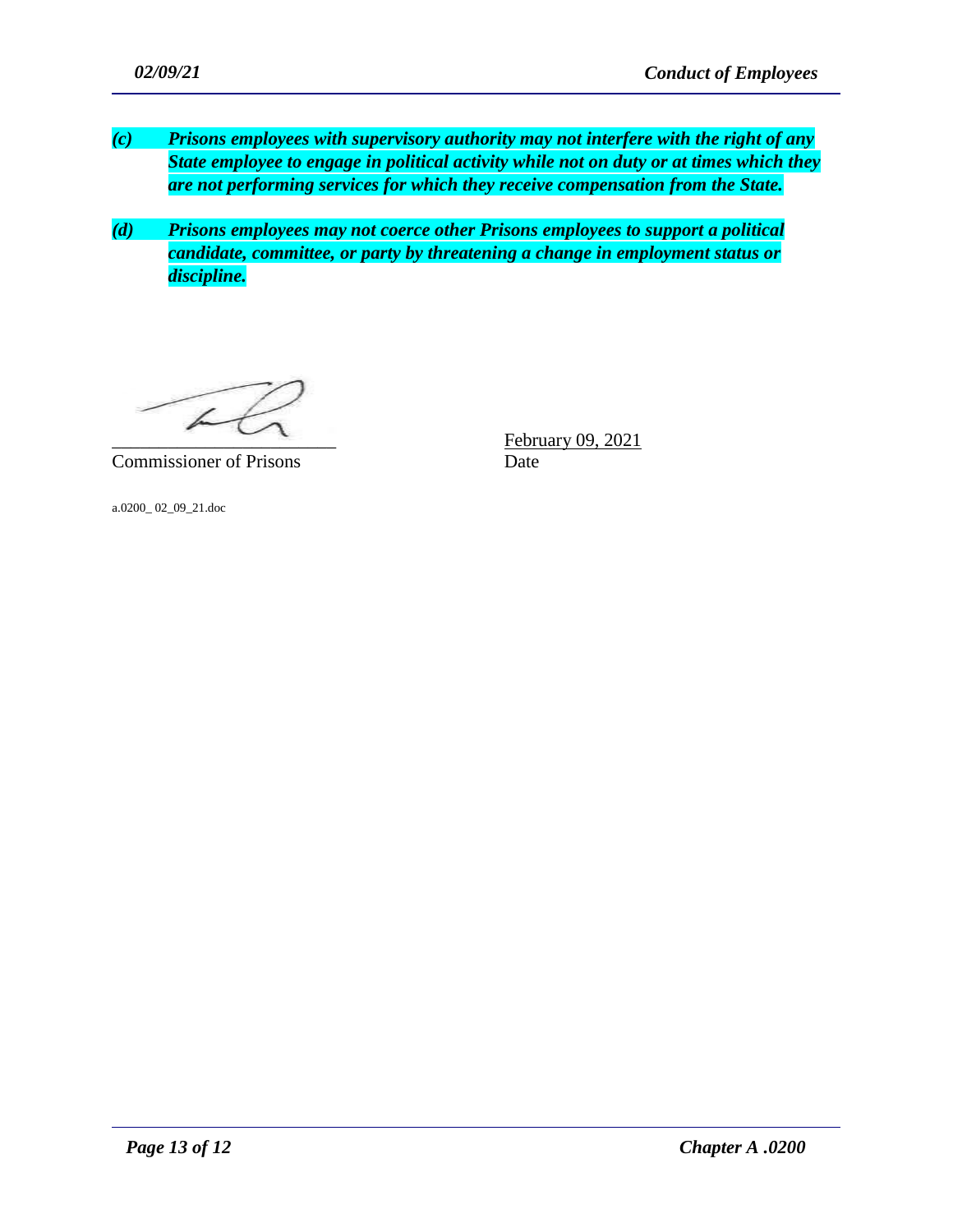*(c)* ***Prisons employees with supervisory authority may not interfere with the right of any State employee to engage in political activity while not on duty or at times which they are not performing services for which they receive compensation from the State.***

*(d)* ***Prisons employees may not coerce other Prisons employees to support a political candidate, committee, or party by threatening a change in employment status or discipline.***

Commissioner of Prisons

February 09, 2021
Date

a.0200_ 02_09_21.doc